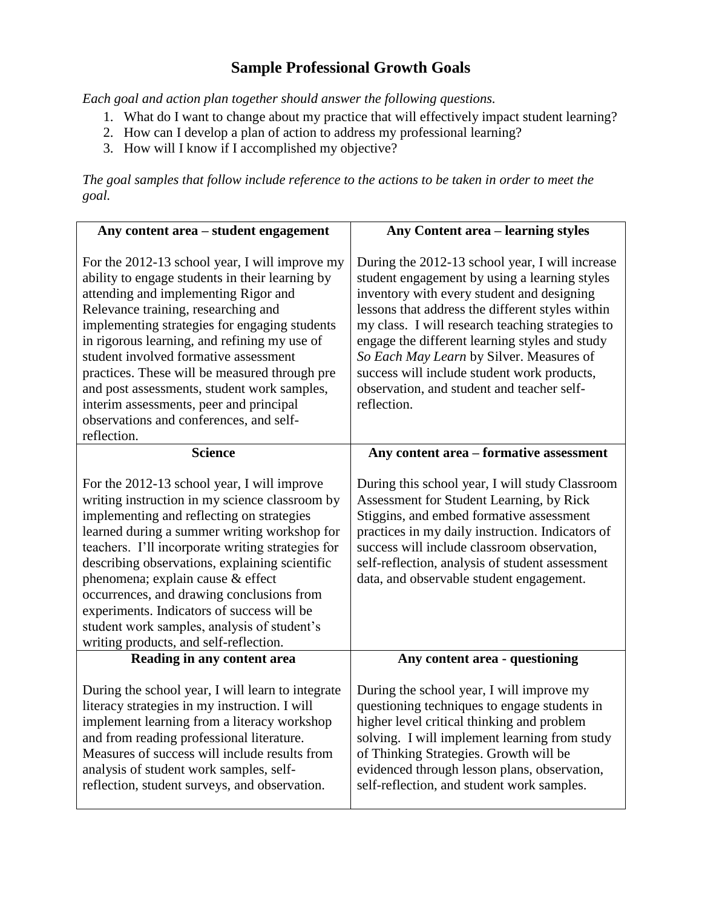# Sample Professional Growth Goals

*Each goal and action plan together should answer the following questions.*

1. What do I want to change about my practice that will effectively impact student learning?
2. How can I develop a plan of action to address my professional learning?
3. How will I know if I accomplished my objective?

*The goal samples that follow include reference to the actions to be taken in order to meet the goal.*

| **Any content area – student engagement** | **Any Content area – learning styles** |
|---|---|
| For the 2012-13 school year, I will improve my ability to engage students in their learning by attending and implementing Rigor and Relevance training, researching and implementing strategies for engaging students in rigorous learning, and refining my use of student involved formative assessment practices. These will be measured through pre and post assessments, student work samples, interim assessments, peer and principal observations and conferences, and self-reflection. | During the 2012-13 school year, I will increase student engagement by using a learning styles inventory with every student and designing lessons that address the different styles within my class. I will research teaching strategies to engage the different learning styles and study *So Each May Learn* by Silver. Measures of success will include student work products, observation, and student and teacher self-reflection. |
| **Science** | **Any content area – formative assessment** |
| For the 2012-13 school year, I will improve writing instruction in my science classroom by implementing and reflecting on strategies learned during a summer writing workshop for teachers. I'll incorporate writing strategies for describing observations, explaining scientific phenomena; explain cause & effect occurrences, and drawing conclusions from experiments. Indicators of success will be student work samples, analysis of student's writing products, and self-reflection. | During this school year, I will study Classroom Assessment for Student Learning, by Rick Stiggins, and embed formative assessment practices in my daily instruction. Indicators of success will include classroom observation, self-reflection, analysis of student assessment data, and observable student engagement. |
| **Reading in any content area** | **Any content area - questioning** |
| During the school year, I will learn to integrate literacy strategies in my instruction. I will implement learning from a literacy workshop and from reading professional literature. Measures of success will include results from analysis of student work samples, self-reflection, student surveys, and observation. | During the school year, I will improve my questioning techniques to engage students in higher level critical thinking and problem solving. I will implement learning from study of Thinking Strategies. Growth will be evidenced through lesson plans, observation, self-reflection, and student work samples. |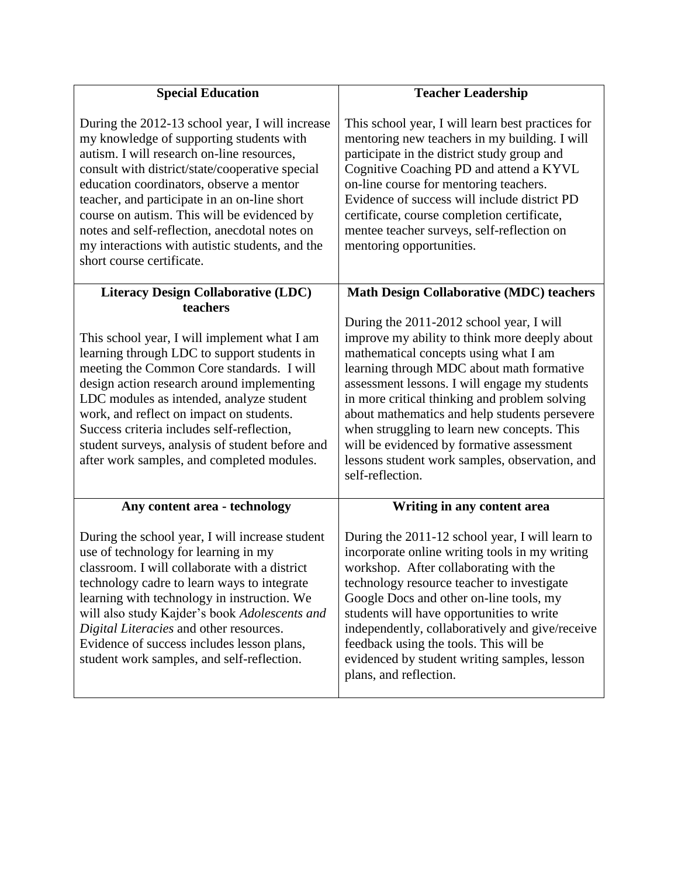| Special Education | Teacher Leadership |
|---|---|
| During the 2012-13 school year, I will increase my knowledge of supporting students with autism. I will research on-line resources, consult with district/state/cooperative special education coordinators, observe a mentor teacher, and participate in an on-line short course on autism. This will be evidenced by notes and self-reflection, anecdotal notes on my interactions with autistic students, and the short course certificate. | This school year, I will learn best practices for mentoring new teachers in my building. I will participate in the district study group and Cognitive Coaching PD and attend a KYVL on-line course for mentoring teachers. Evidence of success will include district PD certificate, course completion certificate, mentee teacher surveys, self-reflection on mentoring opportunities. |
| **Literacy Design Collaborative (LDC) teachers** | **Math Design Collaborative (MDC) teachers** |
| This school year, I will implement what I am learning through LDC to support students in meeting the Common Core standards. I will design action research around implementing LDC modules as intended, analyze student work, and reflect on impact on students. Success criteria includes self-reflection, student surveys, analysis of student before and after work samples, and completed modules. | During the 2011-2012 school year, I will improve my ability to think more deeply about mathematical concepts using what I am learning through MDC about math formative assessment lessons. I will engage my students in more critical thinking and problem solving about mathematics and help students persevere when struggling to learn new concepts. This will be evidenced by formative assessment lessons student work samples, observation, and self-reflection. |
| **Any content area - technology** | **Writing in any content area** |
| During the school year, I will increase student use of technology for learning in my classroom. I will collaborate with a district technology cadre to learn ways to integrate learning with technology in instruction. We will also study Kajder's book *Adolescents and Digital Literacies* and other resources. Evidence of success includes lesson plans, student work samples, and self-reflection. | During the 2011-12 school year, I will learn to incorporate online writing tools in my writing workshop. After collaborating with the technology resource teacher to investigate Google Docs and other on-line tools, my students will have opportunities to write independently, collaboratively and give/receive feedback using the tools. This will be evidenced by student writing samples, lesson plans, and reflection. |